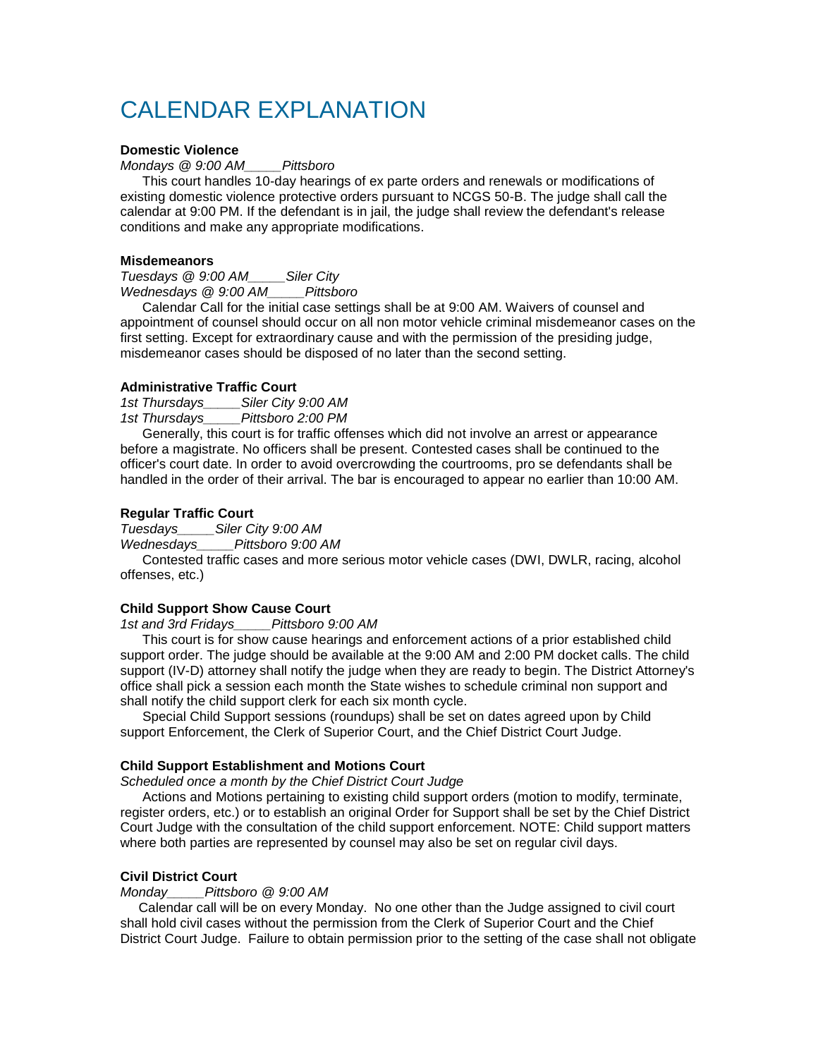# CALENDAR EXPLANATION

**Domestic Violence**

*Mondays @ 9:00 AM_____Pittsboro*

This court handles 10-day hearings of ex parte orders and renewals or modifications of existing domestic violence protective orders pursuant to NCGS 50-B. The judge shall call the calendar at 9:00 PM. If the defendant is in jail, the judge shall review the defendant's release conditions and make any appropriate modifications.

**Misdemeanors**

*Tuesdays @ 9:00 AM_____Siler City*
*Wednesdays @ 9:00 AM_____Pittsboro*

Calendar Call for the initial case settings shall be at 9:00 AM. Waivers of counsel and appointment of counsel should occur on all non motor vehicle criminal misdemeanor cases on the first setting. Except for extraordinary cause and with the permission of the presiding judge, misdemeanor cases should be disposed of no later than the second setting.

**Administrative Traffic Court**

*1st Thursdays_____Siler City 9:00 AM*
*1st Thursdays_____Pittsboro 2:00 PM*

Generally, this court is for traffic offenses which did not involve an arrest or appearance before a magistrate. No officers shall be present. Contested cases shall be continued to the officer's court date. In order to avoid overcrowding the courtrooms, pro se defendants shall be handled in the order of their arrival. The bar is encouraged to appear no earlier than 10:00 AM.

**Regular Traffic Court**

*Tuesdays_____Siler City 9:00 AM*
*Wednesdays_____Pittsboro 9:00 AM*

Contested traffic cases and more serious motor vehicle cases (DWI, DWLR, racing, alcohol offenses, etc.)

**Child Support Show Cause Court**

*1st and 3rd Fridays_____Pittsboro 9:00 AM*

This court is for show cause hearings and enforcement actions of a prior established child support order. The judge should be available at the 9:00 AM and 2:00 PM docket calls. The child support (IV-D) attorney shall notify the judge when they are ready to begin. The District Attorney's office shall pick a session each month the State wishes to schedule criminal non support and shall notify the child support clerk for each six month cycle.

Special Child Support sessions (roundups) shall be set on dates agreed upon by Child support Enforcement, the Clerk of Superior Court, and the Chief District Court Judge.

**Child Support Establishment and Motions Court**

*Scheduled once a month by the Chief District Court Judge*

Actions and Motions pertaining to existing child support orders (motion to modify, terminate, register orders, etc.) or to establish an original Order for Support shall be set by the Chief District Court Judge with the consultation of the child support enforcement. NOTE: Child support matters where both parties are represented by counsel may also be set on regular civil days.

**Civil District Court**

*Monday_____Pittsboro @ 9:00 AM*

Calendar call will be on every Monday. No one other than the Judge assigned to civil court shall hold civil cases without the permission from the Clerk of Superior Court and the Chief District Court Judge. Failure to obtain permission prior to the setting of the case shall not obligate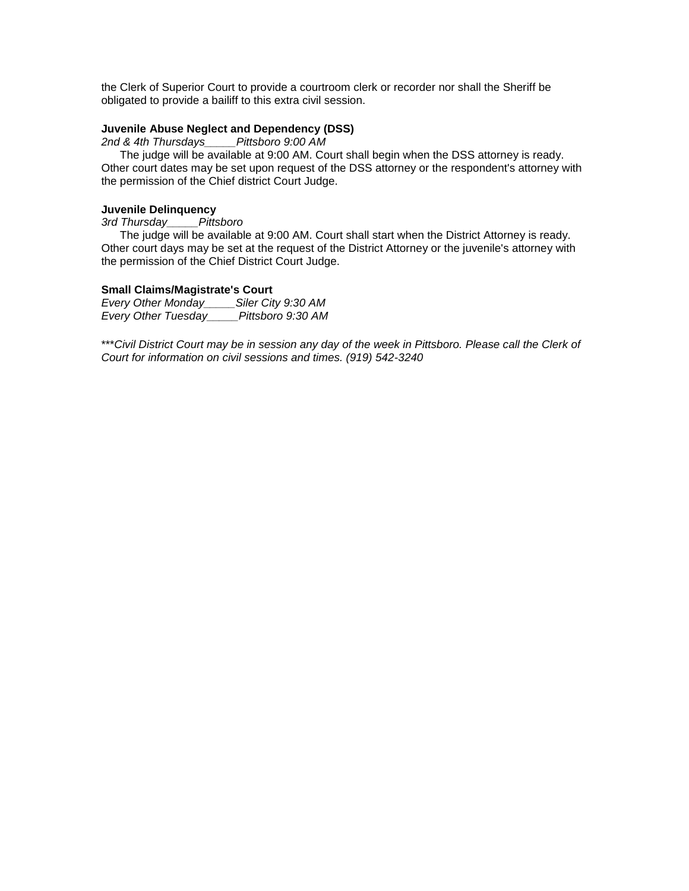the Clerk of Superior Court to provide a courtroom clerk or recorder nor shall the Sheriff be obligated to provide a bailiff to this extra civil session.

**Juvenile Abuse Neglect and Dependency (DSS)**
*2nd & 4th Thursdays_____Pittsboro 9:00 AM*

The judge will be available at 9:00 AM. Court shall begin when the DSS attorney is ready. Other court dates may be set upon request of the DSS attorney or the respondent's attorney with the permission of the Chief district Court Judge.

**Juvenile Delinquency**
*3rd Thursday_____Pittsboro*

The judge will be available at 9:00 AM. Court shall start when the District Attorney is ready. Other court days may be set at the request of the District Attorney or the juvenile's attorney with the permission of the Chief District Court Judge.

**Small Claims/Magistrate's Court**
*Every Other Monday_____Siler City 9:30 AM*
*Every Other Tuesday_____Pittsboro 9:30 AM*

****Civil District Court may be in session any day of the week in Pittsboro. Please call the Clerk of Court for information on civil sessions and times. (919) 542-3240*